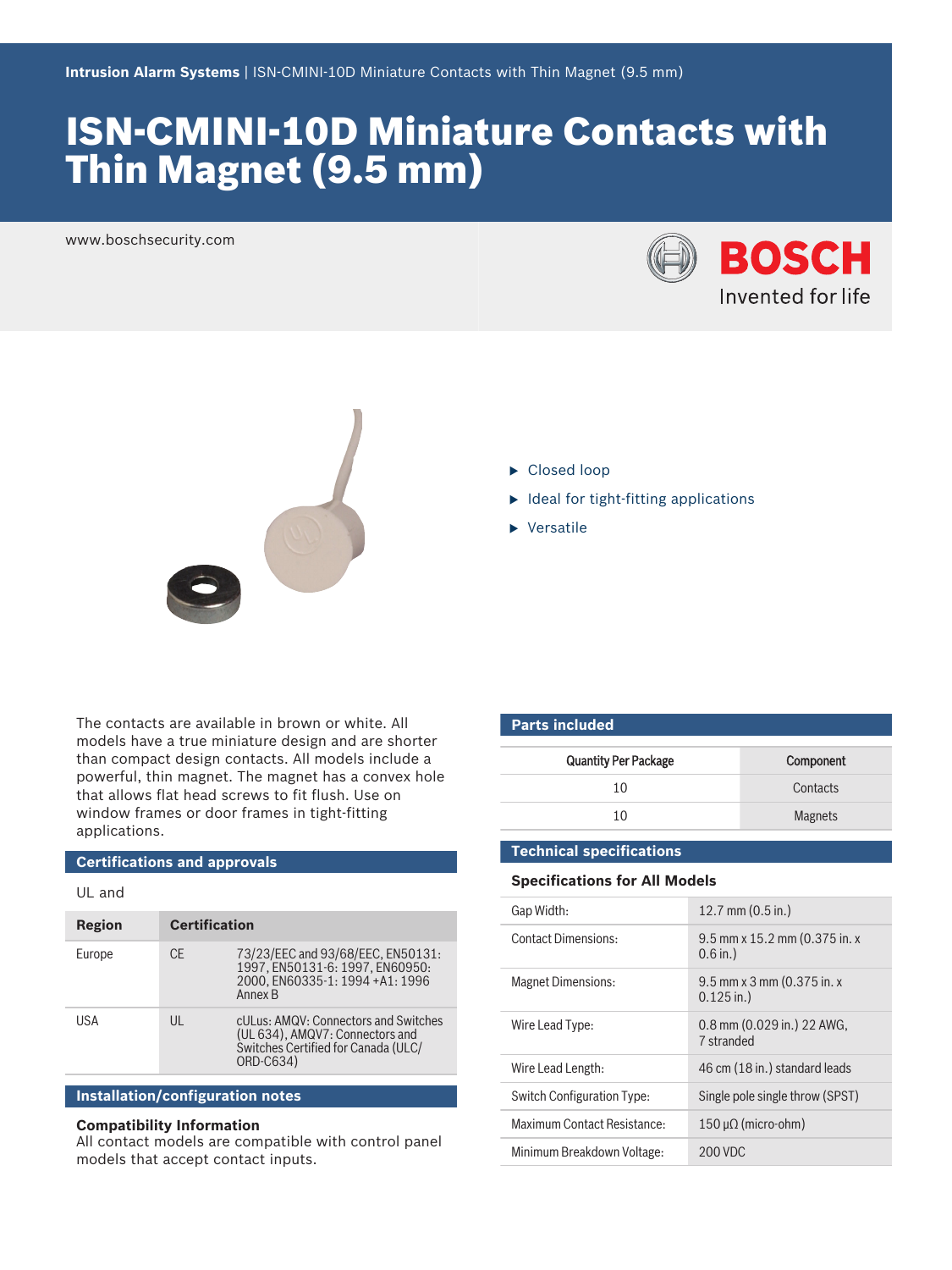Intrusion Alarm Systems | ISN-CMINI-10D Miniature Contacts with Thin Magnet (9.5 mm)

# ISN-CMINI-10D Miniature Contacts with Thin Magnet (9.5 mm)

www.boschsecurity.com

BOSCH
Invented for life

- Closed loop
- Ideal for tight-fitting applications
- Versatile

The contacts are available in brown or white. All models have a true miniature design and are shorter than compact design contacts. All models include a powerful, thin magnet. The magnet has a convex hole that allows flat head screws to fit flush. Use on window frames or door frames in tight-fitting applications.

## Certifications and approvals

UL and

| Region | Certification | |
|---|---|---|
| Europe | CE | 73/23/EEC and 93/68/EEC, EN50131: 1997, EN50131-6: 1997, EN60950: 2000, EN60335-1: 1994 +A1: 1996 Annex B |
| USA | UL | cULus: AMQV: Connectors and Switches (UL 634), AMQV7: Connectors and Switches Certified for Canada (ULC/ ORD-C634) |

## Installation/configuration notes

**Compatibility Information**
All contact models are compatible with control panel models that accept contact inputs.

## Parts included

| Quantity Per Package | Component |
|---|---|
| 10 | Contacts |
| 10 | Magnets |

## Technical specifications

### Specifications for All Models

| | |
|---|---|
| Gap Width: | 12.7 mm (0.5 in.) |
| Contact Dimensions: | 9.5 mm x 15.2 mm (0.375 in. x 0.6 in.) |
| Magnet Dimensions: | 9.5 mm x 3 mm (0.375 in. x 0.125 in.) |
| Wire Lead Type: | 0.8 mm (0.029 in.) 22 AWG, 7 stranded |
| Wire Lead Length: | 46 cm (18 in.) standard leads |
| Switch Configuration Type: | Single pole single throw (SPST) |
| Maximum Contact Resistance: | 150 μΩ (micro-ohm) |
| Minimum Breakdown Voltage: | 200 VDC |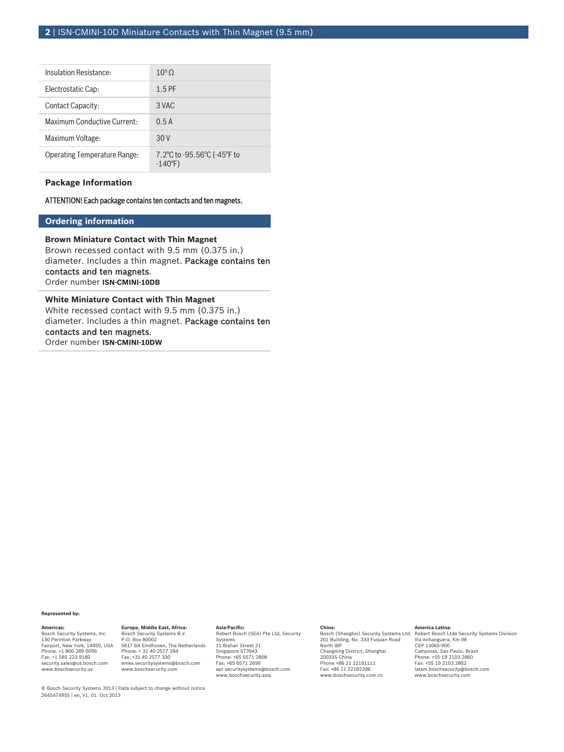| | |
|---|---|
| Insulation Resistance: | $10^9$ Ω |
| Electrostatic Cap: | 1.5 PF |
| Contact Capacity: | 3 VAC |
| Maximum Conductive Current: | 0.5 A |
| Maximum Voltage: | 30 V |
| Operating Temperature Range: | 7.2°C to -95.56°C (-45°F to -140°F) |

### Package Information

ATTENTION! Each package contains ten contacts and ten magnets.

## Ordering information

**Brown Miniature Contact with Thin Magnet**
Brown recessed contact with 9.5 mm (0.375 in.) diameter. Includes a thin magnet. Package contains ten contacts and ten magnets.
Order number **ISN-CMINI-10DB**

**White Miniature Contact with Thin Magnet**
White recessed contact with 9.5 mm (0.375 in.) diameter. Includes a thin magnet. Package contains ten contacts and ten magnets.
Order number **ISN-CMINI-10DW**

**Represented by:**

**Americas:**
Bosch Security Systems, Inc.
130 Perinton Parkway
Fairport, New York, 14450, USA
Phone: +1 800 289 0096
Fax: +1 585 223 9180
security.sales@us.bosch.com
www.boschsecurity.us

**Europe, Middle East, Africa:**
Bosch Security Systems B.V.
P.O. Box 80002
5617 BA Eindhoven, The Netherlands
Phone: + 31 40 2577 284
Fax: +31 40 2577 330
emea.securitysystems@bosch.com
www.boschsecurity.com

**Asia-Pacific:**
Robert Bosch (SEA) Pte Ltd, Security Systems
11 Bishan Street 21
Singapore 573943
Phone: +65 6571 2808
Fax: +65 6571 2699
apr.securitysystems@bosch.com
www.boschsecurity.asia

**China:**
Bosch (Shanghai) Security Systems Ltd.
201 Building, No. 333 Fuquan Road
North IBP
Changning District, Shanghai
200335 China
Phone +86 21 22181111
Fax: +86 21 22182398
www.boschsecurity.com.cn

**America Latina:**
Robert Bosch Ltda Security Systems Division
Via Anhanguera, Km 98
CEP 13065-900
Campinas, Sao Paulo, Brazil
Phone: +55 19 2103 2860
Fax: +55 19 2103 2862
latam.boschsecurity@bosch.com
www.boschsecurity.com

© Bosch Security Systems 2013 | Data subject to change without notice
2645474955 | en, V1, 01. Oct 2013